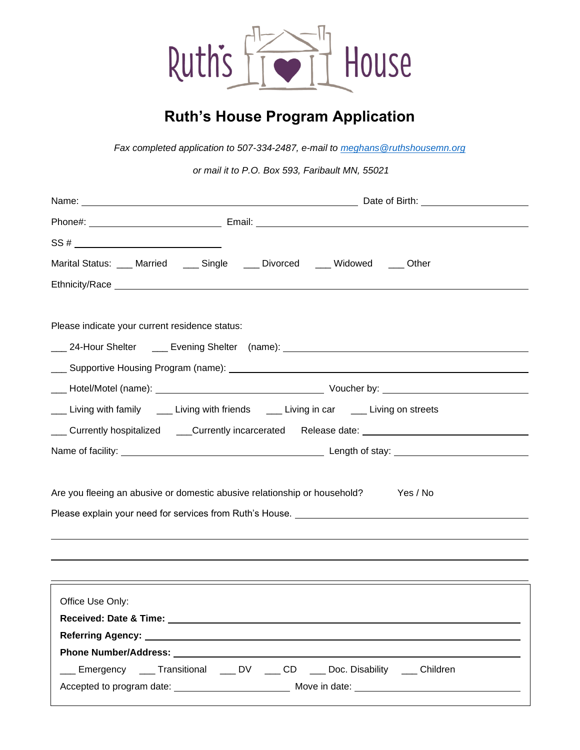Ruth's House

# Ruth's House Program Application

*Fax completed application to 507-334-2487, e-mail to [meghans@ruthshousemn.org](mailto:meghans@ruthshousemn.org)*

*or mail it to P.O. Box 593, Faribault MN, 55021*

Name: ______________________________ Date of Birth: ______________

Phone#: ______________ Email: ______________________________

SS # ______________

Marital Status: ___ Married ___ Single ___ Divorced ___ Widowed ___ Other

Ethnicity/Race ______________________________

Please indicate your current residence status:

___ 24-Hour Shelter ___ Evening Shelter (name): ______________________________

___ Supportive Housing Program (name): ______________________________

___ Hotel/Motel (name): ______________ Voucher by: ______________

___ Living with family ___ Living with friends ___ Living in car ___ Living on streets

___ Currently hospitalized ___Currently incarcerated Release date: ______________

Name of facility: ______________ Length of stay: ______________

Are you fleeing an abusive or domestic abusive relationship or household? Yes / No

Please explain your need for services from Ruth's House. ______________________________

______________________________

______________________________

Office Use Only:

**Received: Date & Time:** ______________________________

**Referring Agency:** ______________________________

**Phone Number/Address:** ______________________________

___ Emergency ___ Transitional ___ DV ___ CD ___ Doc. Disability ___ Children

Accepted to program date: ______________ Move in date: ______________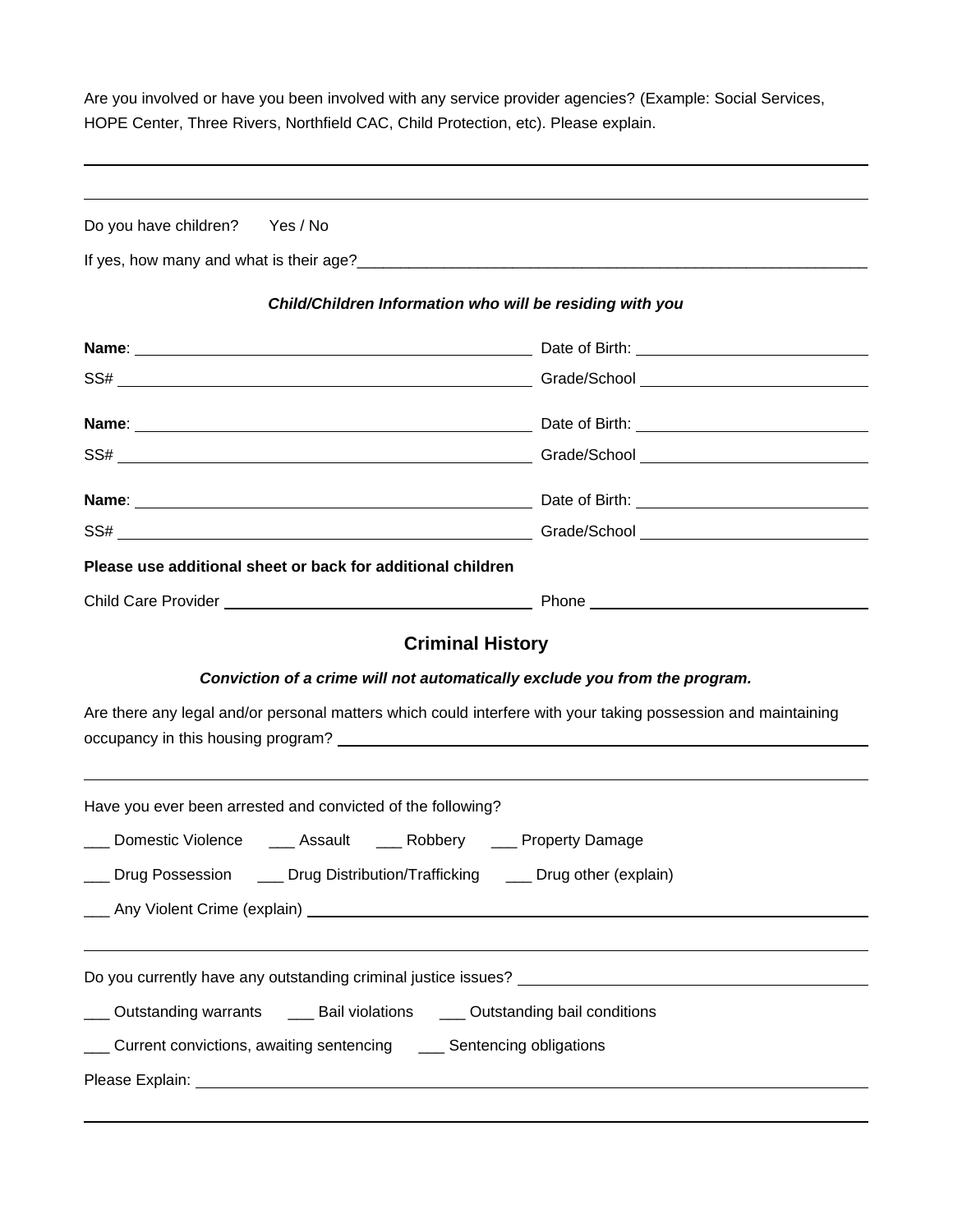Are you involved or have you been involved with any service provider agencies? (Example: Social Services, HOPE Center, Three Rivers, Northfield CAC, Child Protection, etc). Please explain.

_______________________________________________________________________________

_______________________________________________________________________________

Do you have children? Yes / No

If yes, how many and what is their age?_______________________________________________

***Child/Children Information who will be residing with you***

**Name**: ______________________________ Date of Birth: ______________________

SS# ______________________________ Grade/School ______________________

**Name**: ______________________________ Date of Birth: ______________________

SS# ______________________________ Grade/School ______________________

**Name**: ______________________________ Date of Birth: ______________________

SS# ______________________________ Grade/School ______________________

**Please use additional sheet or back for additional children**

Child Care Provider ______________________________ Phone ______________________

## Criminal History

***Conviction of a crime will not automatically exclude you from the program.***

Are there any legal and/or personal matters which could interfere with your taking possession and maintaining occupancy in this housing program? ______________________________________

_______________________________________________________________________________

Have you ever been arrested and convicted of the following?

___ Domestic Violence ___ Assault ___ Robbery ___ Property Damage

___ Drug Possession ___ Drug Distribution/Trafficking ___ Drug other (explain)

___ Any Violent Crime (explain) ______________________________________________

_______________________________________________________________________________

Do you currently have any outstanding criminal justice issues? ___________________________

___ Outstanding warrants ___ Bail violations ___ Outstanding bail conditions

___ Current convictions, awaiting sentencing ___ Sentencing obligations

Please Explain: ______________________________________________________________

_______________________________________________________________________________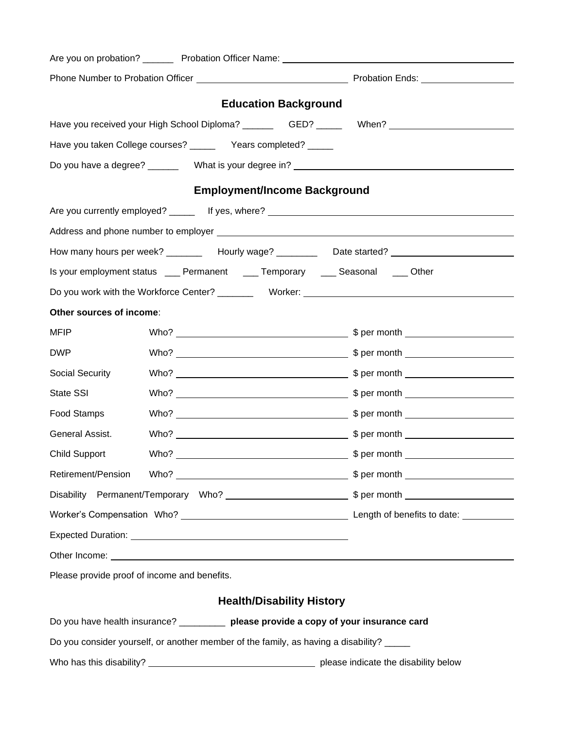Are you on probation? ______ Probation Officer Name: ____________________

Phone Number to Probation Officer ____________________ Probation Ends: ____________

## Education Background

Have you received your High School Diploma? ______ GED? _____ When? ____________

Have you taken College courses? _____ Years completed? _____

Do you have a degree? ______ What is your degree in? ____________________

## Employment/Income Background

Are you currently employed? _____ If yes, where? ____________________

Address and phone number to employer ____________________

How many hours per week? _______ Hourly wage? ________ Date started? ____________

Is your employment status ___ Permanent ___ Temporary ___ Seasonal ___ Other

Do you work with the Workforce Center? _______ Worker: ____________________

**Other sources of income**:

MFIP Who? ____________________ $ per month ____________

DWP Who? ____________________ $ per month ____________

Social Security Who? ____________________ $ per month ____________

State SSI Who? ____________________ $ per month ____________

Food Stamps Who? ____________________ $ per month ____________

General Assist. Who? ____________________ $ per month ____________

Child Support Who? ____________________ $ per month ____________

Retirement/Pension Who? ____________________ $ per month ____________

Disability Permanent/Temporary Who? ____________________ $ per month ____________

Worker's Compensation Who? ____________________ Length of benefits to date: ________

Expected Duration: ____________________

Other Income: ____________________

Please provide proof of income and benefits.

## Health/Disability History

Do you have health insurance? _________ **please provide a copy of your insurance card**

Do you consider yourself, or another member of the family, as having a disability? _____

Who has this disability? ____________________ please indicate the disability below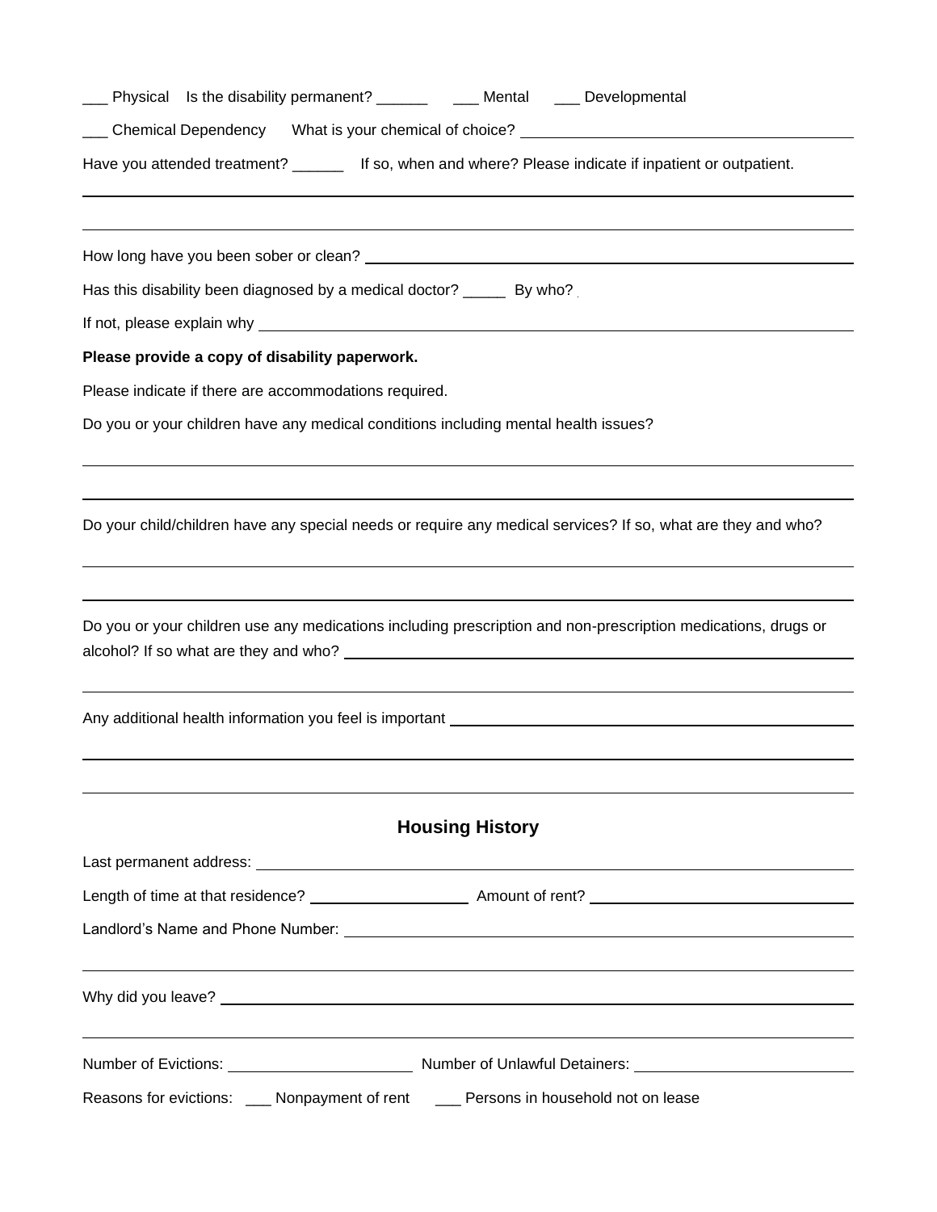___ Physical    Is the disability permanent? ______    ___ Mental    ___ Developmental

___ Chemical Dependency    What is your chemical of choice? ________________________________

Have you attended treatment? ______    If so, when and where? Please indicate if inpatient or outpatient.

_______________________________________________________________________________

_______________________________________________________________________________

How long have you been sober or clean? ___________________________________________

Has this disability been diagnosed by a medical doctor? _____    By who?

If not, please explain why _______________________________________________________

**Please provide a copy of disability paperwork.**

Please indicate if there are accommodations required.

Do you or your children have any medical conditions including mental health issues?

_______________________________________________________________________________

_______________________________________________________________________________

Do your child/children have any special needs or require any medical services? If so, what are they and who?

_______________________________________________________________________________

_______________________________________________________________________________

Do you or your children use any medications including prescription and non-prescription medications, drugs or alcohol? If so what are they and who? ________________________________________________

_______________________________________________________________________________

Any additional health information you feel is important ______________________________

_______________________________________________________________________________

_______________________________________________________________________________

## Housing History

Last permanent address: _________________________________________________________

Length of time at that residence? ________________    Amount of rent? ___________________

Landlord's Name and Phone Number: ______________________________________________

_______________________________________________________________________________

Why did you leave? _____________________________________________________________

_______________________________________________________________________________

Number of Evictions: __________________    Number of Unlawful Detainers: ________________

Reasons for evictions:    ___ Nonpayment of rent    ___ Persons in household not on lease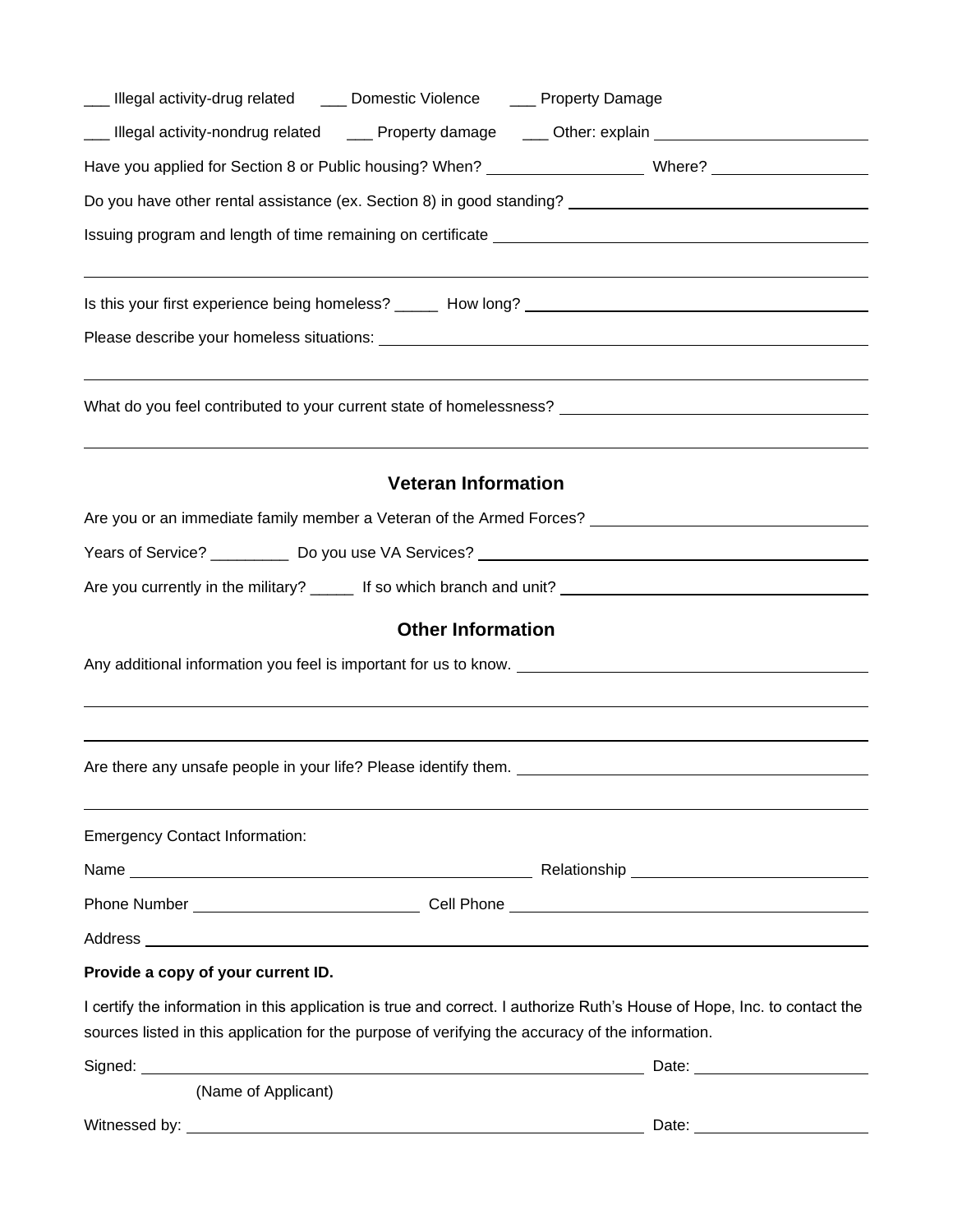___ Illegal activity-drug related ___ Domestic Violence ___ Property Damage

___ Illegal activity-nondrug related ___ Property damage ___ Other: explain ________________________

Have you applied for Section 8 or Public housing? When? __________________ Where? __________________

Do you have other rental assistance (ex. Section 8) in good standing? ____________________________________

Issuing program and length of time remaining on certificate ____________________________________________

_______________________________________________________________________________________

Is this your first experience being homeless? _____ How long? ______________________________________

Please describe your homeless situations: _______________________________________________________

_______________________________________________________________________________________

What do you feel contributed to your current state of homelessness? ______________________________

_______________________________________________________________________________________

## Veteran Information

Are you or an immediate family member a Veteran of the Armed Forces? ______________________________

Years of Service? _________ Do you use VA Services? ____________________________________________

Are you currently in the military? _____ If so which branch and unit? ______________________________

## Other Information

Any additional information you feel is important for us to know. ______________________________________

_______________________________________________________________________________________

_______________________________________________________________________________________

Are there any unsafe people in your life? Please identify them. _______________________________________

_______________________________________________________________________________________

Emergency Contact Information:

Name ______________________________________________ Relationship ___________________________

Phone Number _________________________ Cell Phone ________________________________________

Address _______________________________________________________________________________

**Provide a copy of your current ID.**

I certify the information in this application is true and correct. I authorize Ruth's House of Hope, Inc. to contact the sources listed in this application for the purpose of verifying the accuracy of the information.

Signed: _________________________________________________________ Date: ____________________

(Name of Applicant)

Witnessed by: ____________________________________________________ Date: ____________________